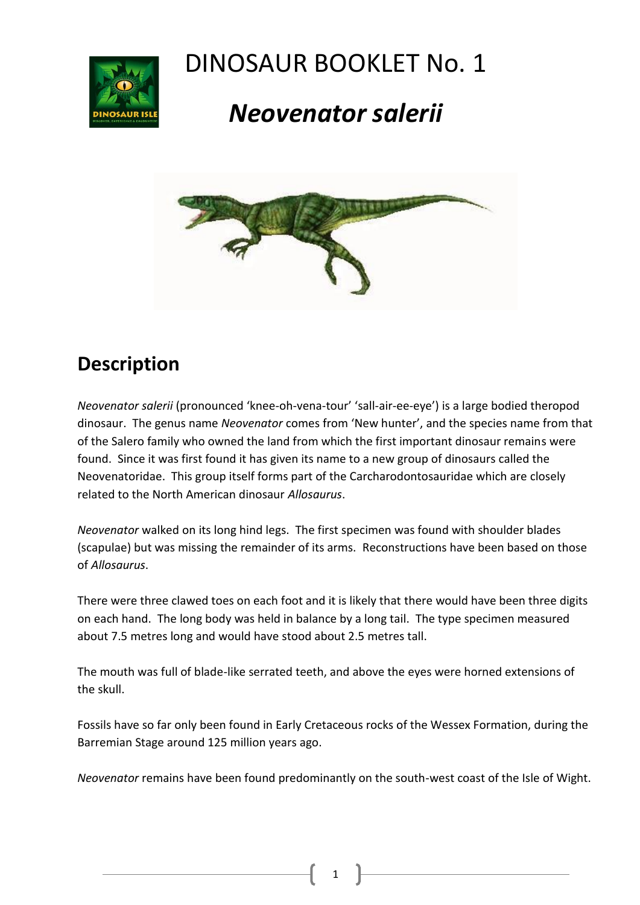# DINOSAUR BOOKLET No. 1

# *Neovenator salerii*

## Description

*Neovenator salerii* (pronounced 'knee-oh-vena-tour' 'sall-air-ee-eye') is a large bodied theropod dinosaur. The genus name *Neovenator* comes from 'New hunter', and the species name from that of the Salero family who owned the land from which the first important dinosaur remains were found. Since it was first found it has given its name to a new group of dinosaurs called the Neovenatoridae. This group itself forms part of the Carcharodontosauridae which are closely related to the North American dinosaur *Allosaurus*.

*Neovenator* walked on its long hind legs. The first specimen was found with shoulder blades (scapulae) but was missing the remainder of its arms. Reconstructions have been based on those of *Allosaurus*.

There were three clawed toes on each foot and it is likely that there would have been three digits on each hand. The long body was held in balance by a long tail. The type specimen measured about 7.5 metres long and would have stood about 2.5 metres tall.

The mouth was full of blade-like serrated teeth, and above the eyes were horned extensions of the skull.

Fossils have so far only been found in Early Cretaceous rocks of the Wessex Formation, during the Barremian Stage around 125 million years ago.

*Neovenator* remains have been found predominantly on the south-west coast of the Isle of Wight.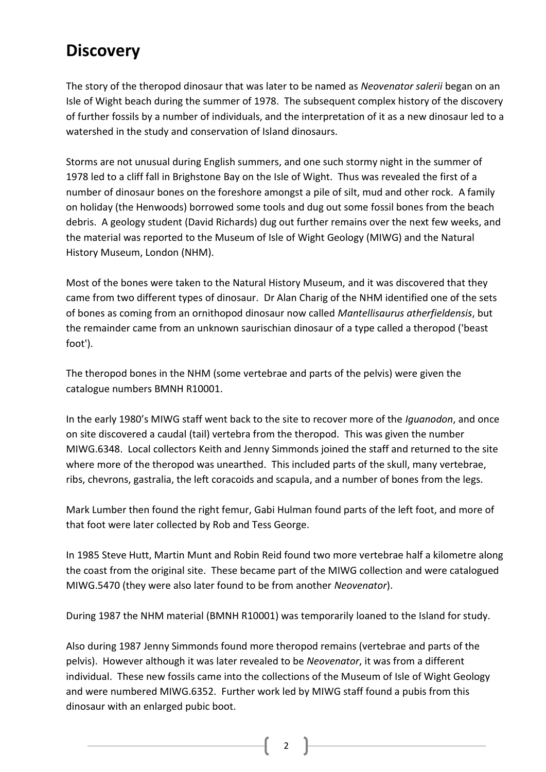# Discovery

The story of the theropod dinosaur that was later to be named as *Neovenator salerii* began on an Isle of Wight beach during the summer of 1978. The subsequent complex history of the discovery of further fossils by a number of individuals, and the interpretation of it as a new dinosaur led to a watershed in the study and conservation of Island dinosaurs.

Storms are not unusual during English summers, and one such stormy night in the summer of 1978 led to a cliff fall in Brighstone Bay on the Isle of Wight. Thus was revealed the first of a number of dinosaur bones on the foreshore amongst a pile of silt, mud and other rock. A family on holiday (the Henwoods) borrowed some tools and dug out some fossil bones from the beach debris. A geology student (David Richards) dug out further remains over the next few weeks, and the material was reported to the Museum of Isle of Wight Geology (MIWG) and the Natural History Museum, London (NHM).

Most of the bones were taken to the Natural History Museum, and it was discovered that they came from two different types of dinosaur. Dr Alan Charig of the NHM identified one of the sets of bones as coming from an ornithopod dinosaur now called *Mantellisaurus atherfieldensis*, but the remainder came from an unknown saurischian dinosaur of a type called a theropod ('beast foot').

The theropod bones in the NHM (some vertebrae and parts of the pelvis) were given the catalogue numbers BMNH R10001.

In the early 1980's MIWG staff went back to the site to recover more of the *Iguanodon*, and once on site discovered a caudal (tail) vertebra from the theropod. This was given the number MIWG.6348. Local collectors Keith and Jenny Simmonds joined the staff and returned to the site where more of the theropod was unearthed. This included parts of the skull, many vertebrae, ribs, chevrons, gastralia, the left coracoids and scapula, and a number of bones from the legs.

Mark Lumber then found the right femur, Gabi Hulman found parts of the left foot, and more of that foot were later collected by Rob and Tess George.

In 1985 Steve Hutt, Martin Munt and Robin Reid found two more vertebrae half a kilometre along the coast from the original site. These became part of the MIWG collection and were catalogued MIWG.5470 (they were also later found to be from another *Neovenator*).

During 1987 the NHM material (BMNH R10001) was temporarily loaned to the Island for study.

Also during 1987 Jenny Simmonds found more theropod remains (vertebrae and parts of the pelvis). However although it was later revealed to be *Neovenator*, it was from a different individual. These new fossils came into the collections of the Museum of Isle of Wight Geology and were numbered MIWG.6352. Further work led by MIWG staff found a pubis from this dinosaur with an enlarged pubic boot.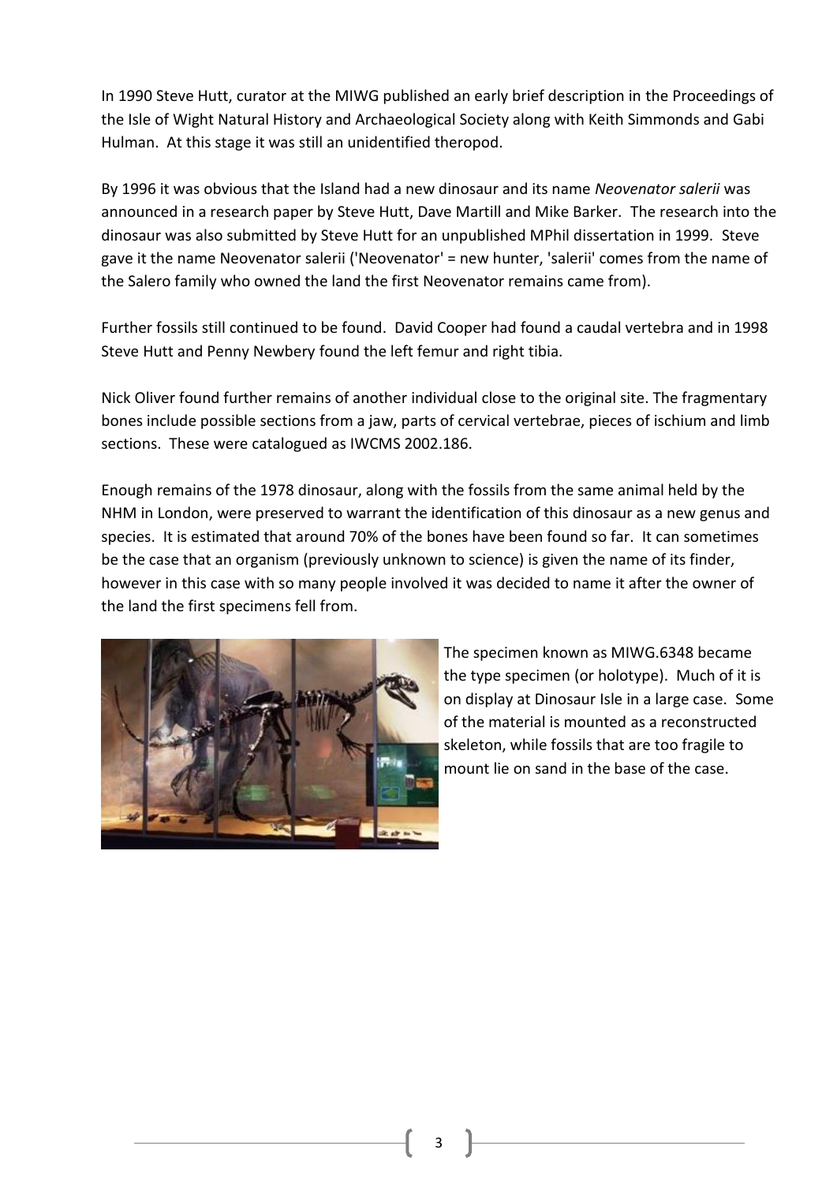In 1990 Steve Hutt, curator at the MIWG published an early brief description in the Proceedings of the Isle of Wight Natural History and Archaeological Society along with Keith Simmonds and Gabi Hulman. At this stage it was still an unidentified theropod.

By 1996 it was obvious that the Island had a new dinosaur and its name *Neovenator salerii* was announced in a research paper by Steve Hutt, Dave Martill and Mike Barker. The research into the dinosaur was also submitted by Steve Hutt for an unpublished MPhil dissertation in 1999. Steve gave it the name Neovenator salerii ('Neovenator' = new hunter, 'salerii' comes from the name of the Salero family who owned the land the first Neovenator remains came from).

Further fossils still continued to be found. David Cooper had found a caudal vertebra and in 1998 Steve Hutt and Penny Newbery found the left femur and right tibia.

Nick Oliver found further remains of another individual close to the original site. The fragmentary bones include possible sections from a jaw, parts of cervical vertebrae, pieces of ischium and limb sections. These were catalogued as IWCMS 2002.186.

Enough remains of the 1978 dinosaur, along with the fossils from the same animal held by the NHM in London, were preserved to warrant the identification of this dinosaur as a new genus and species. It is estimated that around 70% of the bones have been found so far. It can sometimes be the case that an organism (previously unknown to science) is given the name of its finder, however in this case with so many people involved it was decided to name it after the owner of the land the first specimens fell from.

The specimen known as MIWG.6348 became the type specimen (or holotype). Much of it is on display at Dinosaur Isle in a large case. Some of the material is mounted as a reconstructed skeleton, while fossils that are too fragile to mount lie on sand in the base of the case.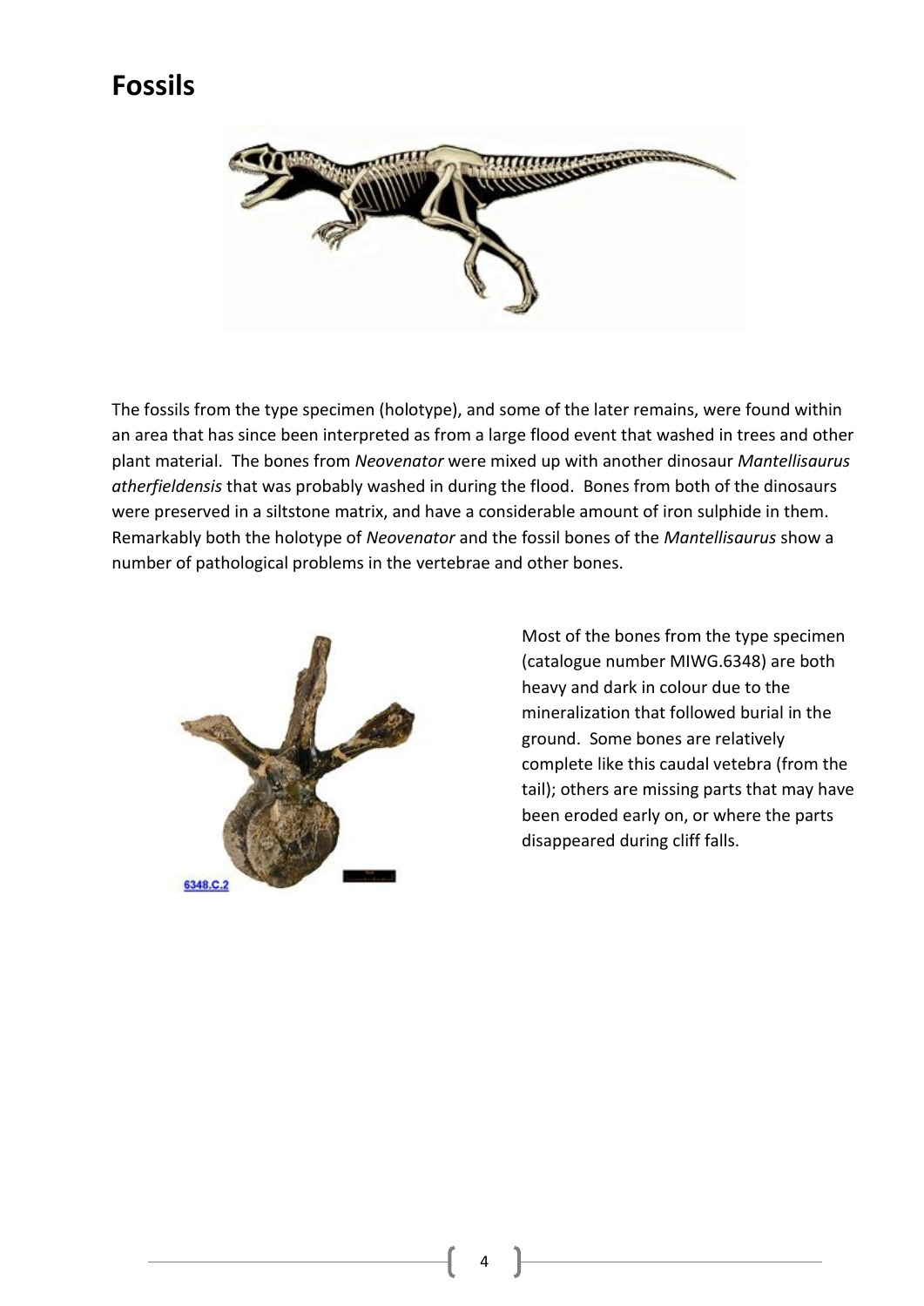# Fossils

The fossils from the type specimen (holotype), and some of the later remains, were found within an area that has since been interpreted as from a large flood event that washed in trees and other plant material. The bones from *Neovenator* were mixed up with another dinosaur *Mantellisaurus atherfieldensis* that was probably washed in during the flood. Bones from both of the dinosaurs were preserved in a siltstone matrix, and have a considerable amount of iron sulphide in them. Remarkably both the holotype of *Neovenator* and the fossil bones of the *Mantellisaurus* show a number of pathological problems in the vertebrae and other bones.

6348.C.2

Most of the bones from the type specimen (catalogue number MIWG.6348) are both heavy and dark in colour due to the mineralization that followed burial in the ground. Some bones are relatively complete like this caudal vetebra (from the tail); others are missing parts that may have been eroded early on, or where the parts disappeared during cliff falls.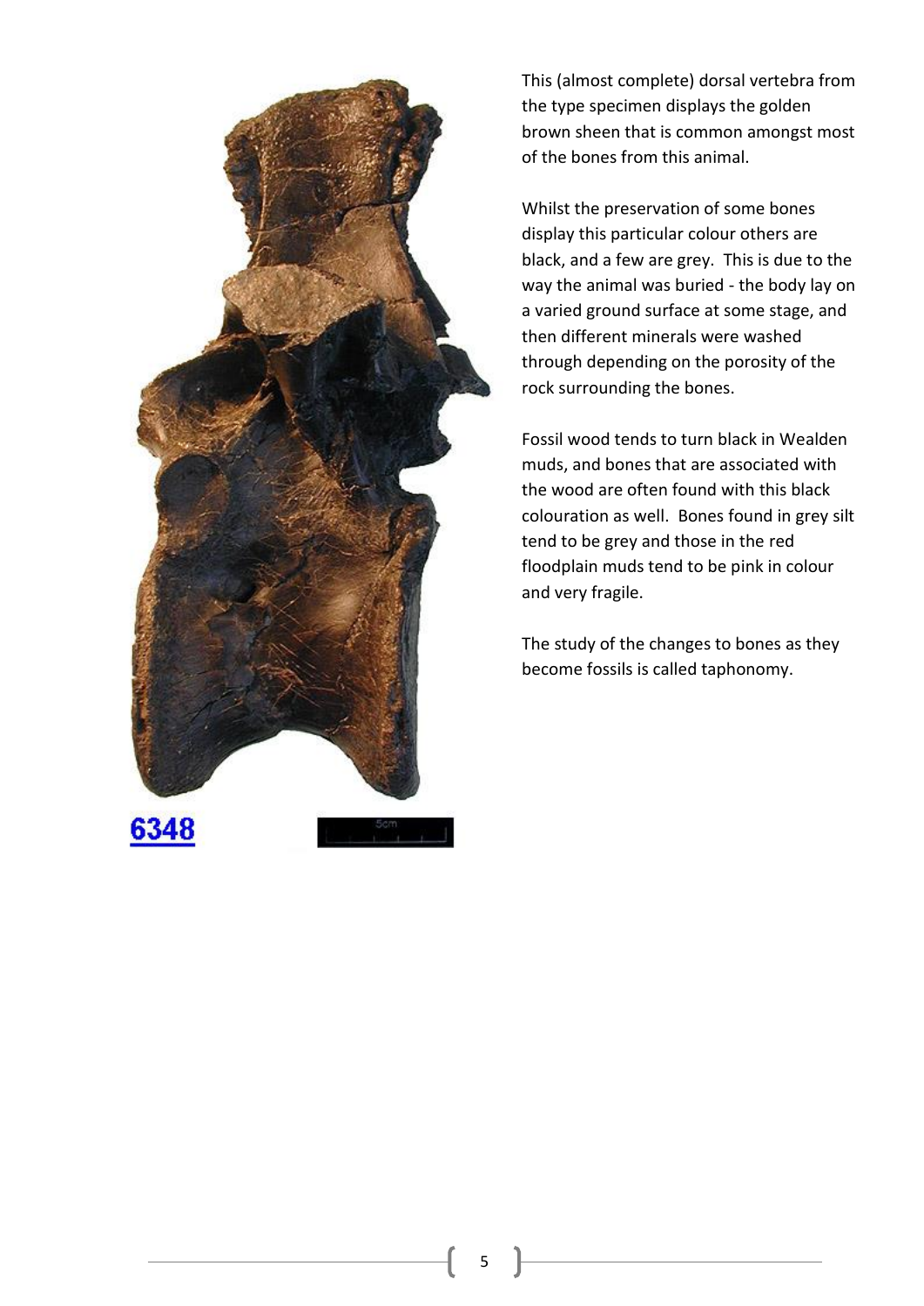6348

This (almost complete) dorsal vertebra from the type specimen displays the golden brown sheen that is common amongst most of the bones from this animal.

Whilst the preservation of some bones display this particular colour others are black, and a few are grey. This is due to the way the animal was buried - the body lay on a varied ground surface at some stage, and then different minerals were washed through depending on the porosity of the rock surrounding the bones.

Fossil wood tends to turn black in Wealden muds, and bones that are associated with the wood are often found with this black colouration as well. Bones found in grey silt tend to be grey and those in the red floodplain muds tend to be pink in colour and very fragile.

The study of the changes to bones as they become fossils is called taphonomy.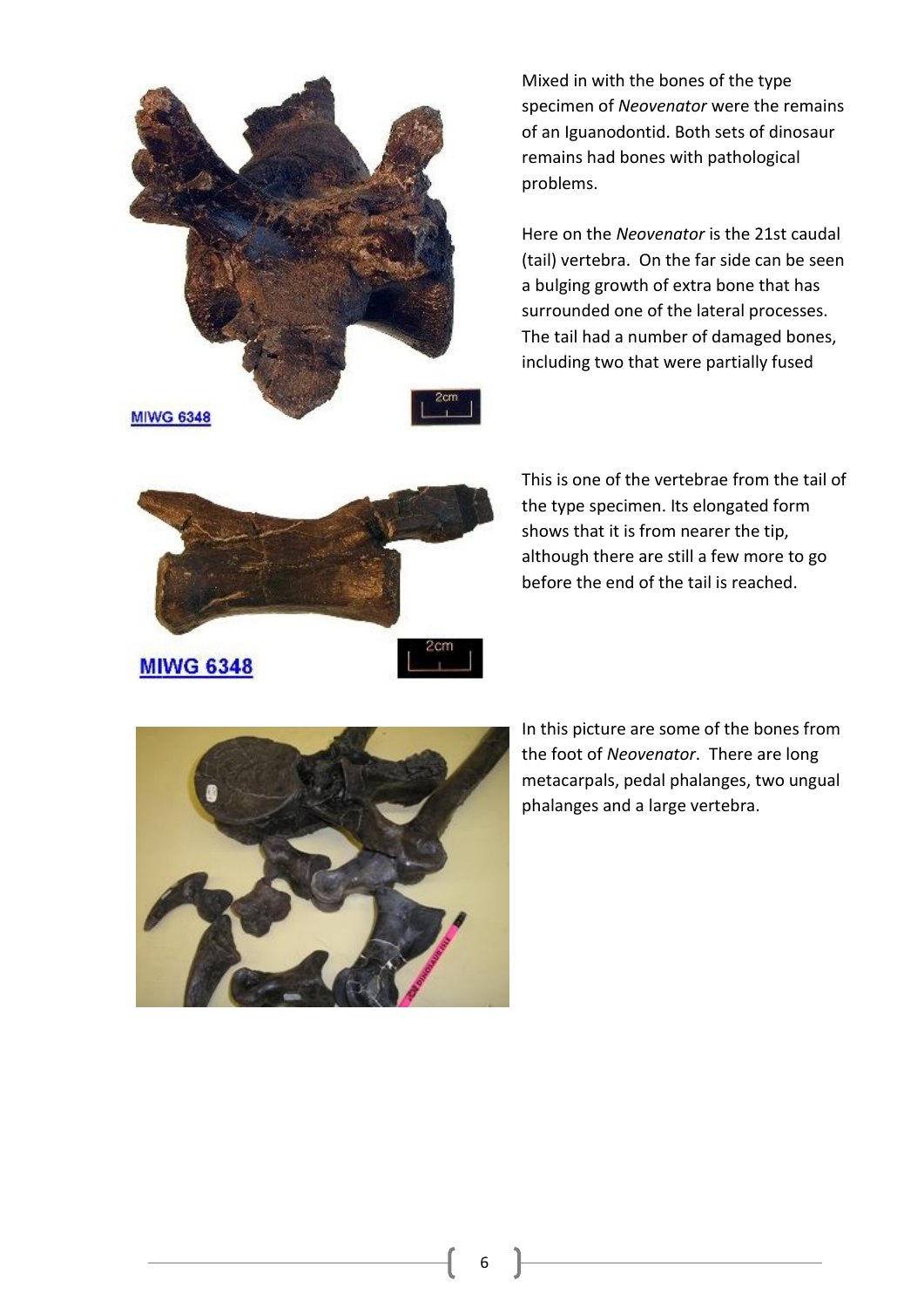MIWG 6348

Mixed in with the bones of the type specimen of *Neovenator* were the remains of an Iguanodontid. Both sets of dinosaur remains had bones with pathological problems.

Here on the *Neovenator* is the 21st caudal (tail) vertebra. On the far side can be seen a bulging growth of extra bone that has surrounded one of the lateral processes. The tail had a number of damaged bones, including two that were partially fused

MIWG 6348

This is one of the vertebrae from the tail of the type specimen. Its elongated form shows that it is from nearer the tip, although there are still a few more to go before the end of the tail is reached.

In this picture are some of the bones from the foot of *Neovenator*. There are long metacarpals, pedal phalanges, two ungual phalanges and a large vertebra.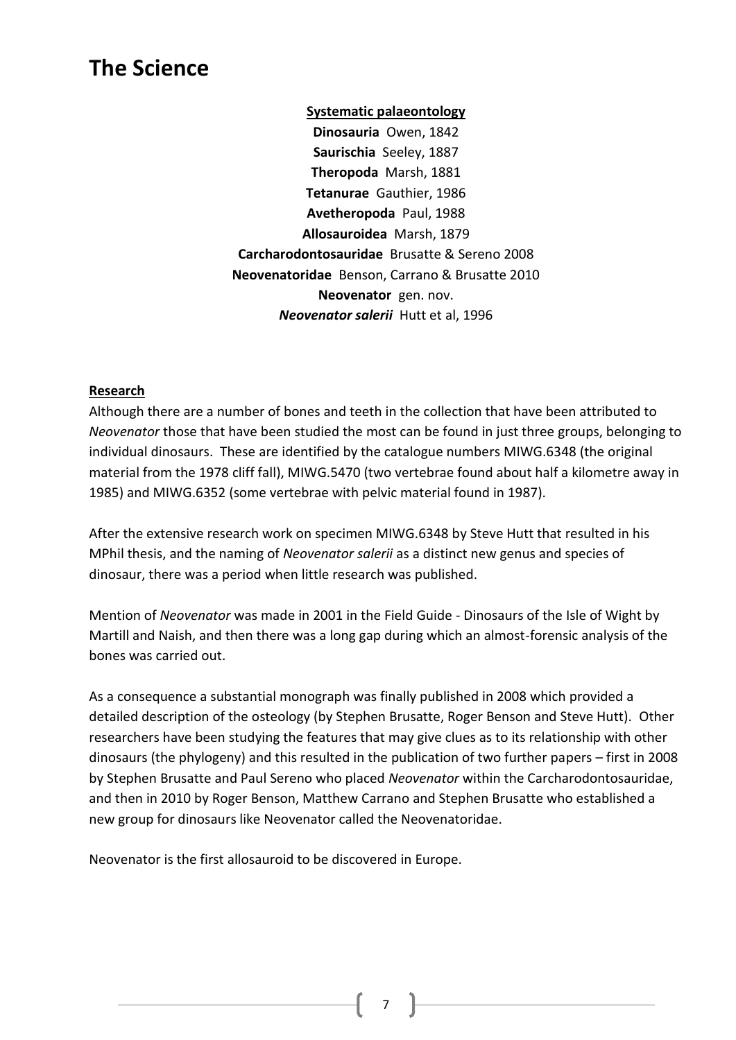# The Science

**Systematic palaeontology**

**Dinosauria** Owen, 1842
**Saurischia** Seeley, 1887
**Theropoda** Marsh, 1881
**Tetanurae** Gauthier, 1986
**Avetheropoda** Paul, 1988
**Allosauroidea** Marsh, 1879
**Carcharodontosauridae** Brusatte & Sereno 2008
**Neovenatoridae** Benson, Carrano & Brusatte 2010
**Neovenator** gen. nov.
***Neovenator salerii*** Hutt et al, 1996

**Research**

Although there are a number of bones and teeth in the collection that have been attributed to *Neovenator* those that have been studied the most can be found in just three groups, belonging to individual dinosaurs. These are identified by the catalogue numbers MIWG.6348 (the original material from the 1978 cliff fall), MIWG.5470 (two vertebrae found about half a kilometre away in 1985) and MIWG.6352 (some vertebrae with pelvic material found in 1987).

After the extensive research work on specimen MIWG.6348 by Steve Hutt that resulted in his MPhil thesis, and the naming of *Neovenator salerii* as a distinct new genus and species of dinosaur, there was a period when little research was published.

Mention of *Neovenator* was made in 2001 in the Field Guide - Dinosaurs of the Isle of Wight by Martill and Naish, and then there was a long gap during which an almost-forensic analysis of the bones was carried out.

As a consequence a substantial monograph was finally published in 2008 which provided a detailed description of the osteology (by Stephen Brusatte, Roger Benson and Steve Hutt). Other researchers have been studying the features that may give clues as to its relationship with other dinosaurs (the phylogeny) and this resulted in the publication of two further papers – first in 2008 by Stephen Brusatte and Paul Sereno who placed *Neovenator* within the Carcharodontosauridae, and then in 2010 by Roger Benson, Matthew Carrano and Stephen Brusatte who established a new group for dinosaurs like Neovenator called the Neovenatoridae.

Neovenator is the first allosauroid to be discovered in Europe.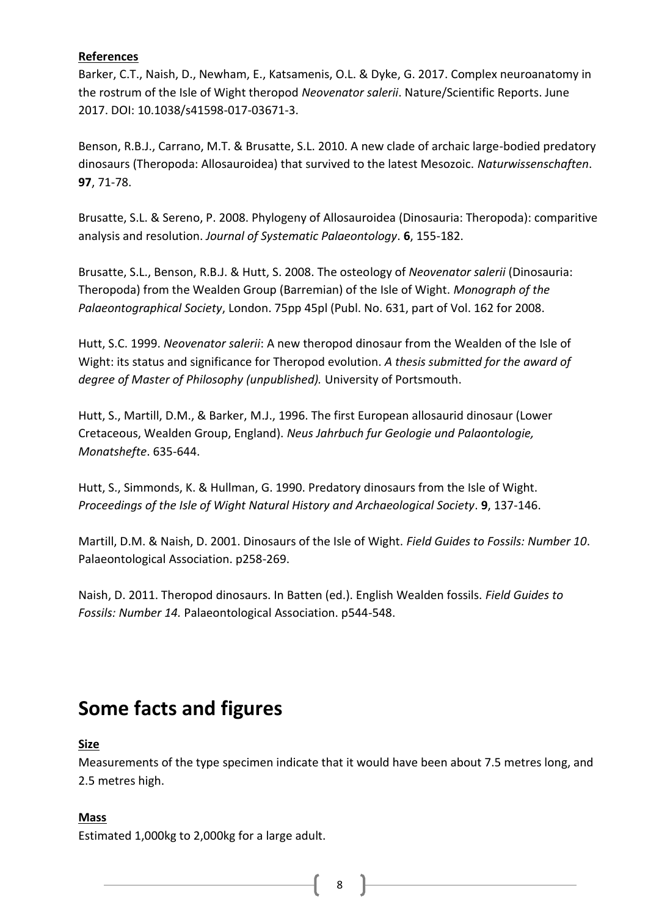**References**

Barker, C.T., Naish, D., Newham, E., Katsamenis, O.L. & Dyke, G. 2017. Complex neuroanatomy in the rostrum of the Isle of Wight theropod *Neovenator salerii*. Nature/Scientific Reports. June 2017. DOI: 10.1038/s41598-017-03671-3.

Benson, R.B.J., Carrano, M.T. & Brusatte, S.L. 2010. A new clade of archaic large-bodied predatory dinosaurs (Theropoda: Allosauroidea) that survived to the latest Mesozoic. *Naturwissenschaften*. **97**, 71-78.

Brusatte, S.L. & Sereno, P. 2008. Phylogeny of Allosauroidea (Dinosauria: Theropoda): comparitive analysis and resolution. *Journal of Systematic Palaeontology*. **6**, 155-182.

Brusatte, S.L., Benson, R.B.J. & Hutt, S. 2008. The osteology of *Neovenator salerii* (Dinosauria: Theropoda) from the Wealden Group (Barremian) of the Isle of Wight. *Monograph of the Palaeontographical Society*, London. 75pp 45pl (Publ. No. 631, part of Vol. 162 for 2008.

Hutt, S.C. 1999. *Neovenator salerii*: A new theropod dinosaur from the Wealden of the Isle of Wight: its status and significance for Theropod evolution. *A thesis submitted for the award of degree of Master of Philosophy (unpublished).* University of Portsmouth.

Hutt, S., Martill, D.M., & Barker, M.J., 1996. The first European allosaurid dinosaur (Lower Cretaceous, Wealden Group, England). *Neus Jahrbuch fur Geologie und Palaontologie, Monatshefte*. 635-644.

Hutt, S., Simmonds, K. & Hullman, G. 1990. Predatory dinosaurs from the Isle of Wight. *Proceedings of the Isle of Wight Natural History and Archaeological Society*. **9**, 137-146.

Martill, D.M. & Naish, D. 2001. Dinosaurs of the Isle of Wight. *Field Guides to Fossils: Number 10*. Palaeontological Association. p258-269.

Naish, D. 2011. Theropod dinosaurs. In Batten (ed.). English Wealden fossils. *Field Guides to Fossils: Number 14.* Palaeontological Association. p544-548.

# Some facts and figures

**Size**

Measurements of the type specimen indicate that it would have been about 7.5 metres long, and 2.5 metres high.

**Mass**

Estimated 1,000kg to 2,000kg for a large adult.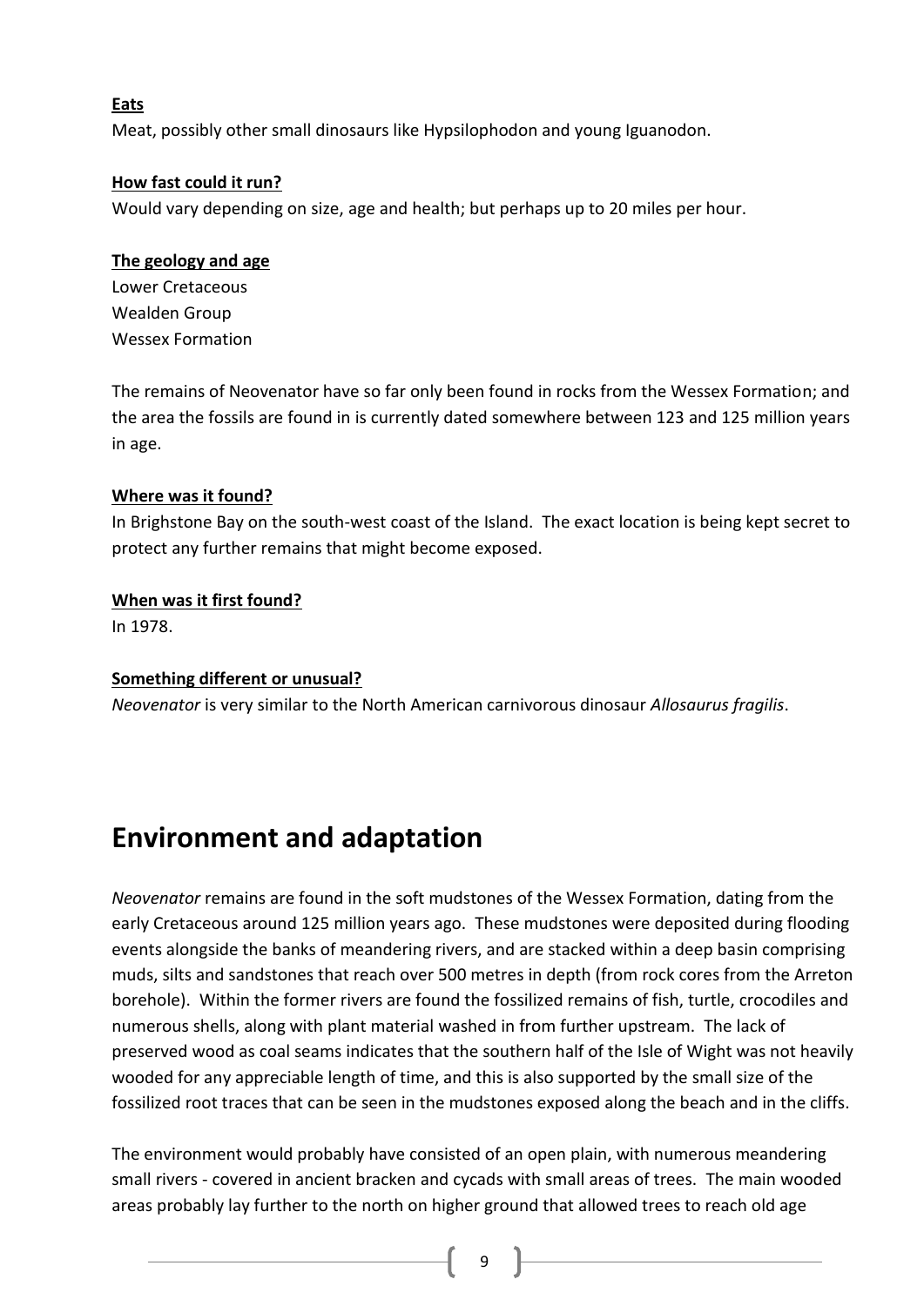**Eats**

Meat, possibly other small dinosaurs like Hypsilophodon and young Iguanodon.

**How fast could it run?**

Would vary depending on size, age and health; but perhaps up to 20 miles per hour.

**The geology and age**

Lower Cretaceous
Wealden Group
Wessex Formation

The remains of Neovenator have so far only been found in rocks from the Wessex Formation; and the area the fossils are found in is currently dated somewhere between 123 and 125 million years in age.

**Where was it found?**

In Brighstone Bay on the south-west coast of the Island. The exact location is being kept secret to protect any further remains that might become exposed.

**When was it first found?**

In 1978.

**Something different or unusual?**

*Neovenator* is very similar to the North American carnivorous dinosaur *Allosaurus fragilis*.

# Environment and adaptation

*Neovenator* remains are found in the soft mudstones of the Wessex Formation, dating from the early Cretaceous around 125 million years ago. These mudstones were deposited during flooding events alongside the banks of meandering rivers, and are stacked within a deep basin comprising muds, silts and sandstones that reach over 500 metres in depth (from rock cores from the Arreton borehole). Within the former rivers are found the fossilized remains of fish, turtle, crocodiles and numerous shells, along with plant material washed in from further upstream. The lack of preserved wood as coal seams indicates that the southern half of the Isle of Wight was not heavily wooded for any appreciable length of time, and this is also supported by the small size of the fossilized root traces that can be seen in the mudstones exposed along the beach and in the cliffs.

The environment would probably have consisted of an open plain, with numerous meandering small rivers - covered in ancient bracken and cycads with small areas of trees. The main wooded areas probably lay further to the north on higher ground that allowed trees to reach old age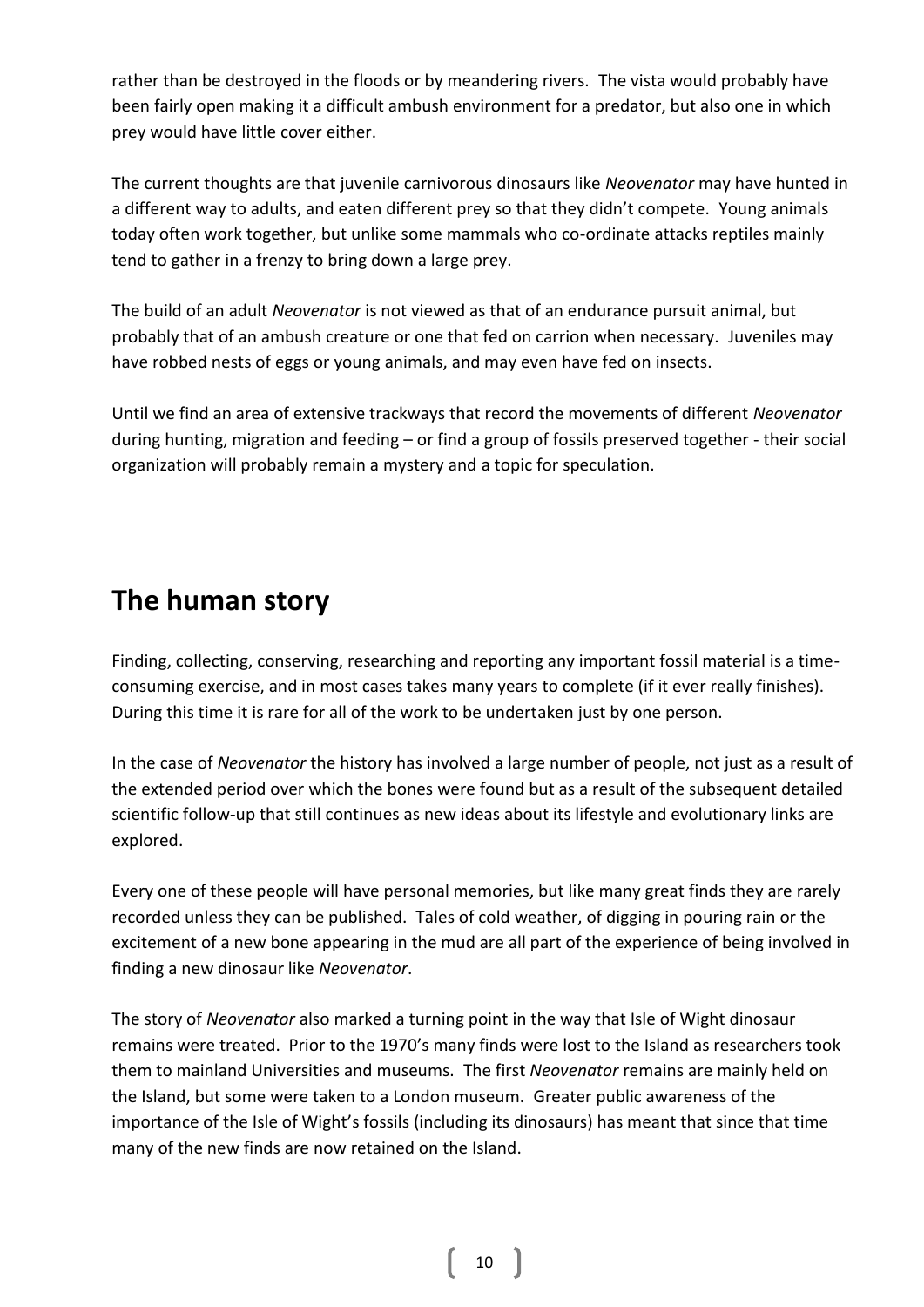rather than be destroyed in the floods or by meandering rivers. The vista would probably have been fairly open making it a difficult ambush environment for a predator, but also one in which prey would have little cover either.

The current thoughts are that juvenile carnivorous dinosaurs like *Neovenator* may have hunted in a different way to adults, and eaten different prey so that they didn't compete. Young animals today often work together, but unlike some mammals who co-ordinate attacks reptiles mainly tend to gather in a frenzy to bring down a large prey.

The build of an adult *Neovenator* is not viewed as that of an endurance pursuit animal, but probably that of an ambush creature or one that fed on carrion when necessary. Juveniles may have robbed nests of eggs or young animals, and may even have fed on insects.

Until we find an area of extensive trackways that record the movements of different *Neovenator* during hunting, migration and feeding – or find a group of fossils preserved together - their social organization will probably remain a mystery and a topic for speculation.

# The human story

Finding, collecting, conserving, researching and reporting any important fossil material is a time-consuming exercise, and in most cases takes many years to complete (if it ever really finishes). During this time it is rare for all of the work to be undertaken just by one person.

In the case of *Neovenator* the history has involved a large number of people, not just as a result of the extended period over which the bones were found but as a result of the subsequent detailed scientific follow-up that still continues as new ideas about its lifestyle and evolutionary links are explored.

Every one of these people will have personal memories, but like many great finds they are rarely recorded unless they can be published. Tales of cold weather, of digging in pouring rain or the excitement of a new bone appearing in the mud are all part of the experience of being involved in finding a new dinosaur like *Neovenator*.

The story of *Neovenator* also marked a turning point in the way that Isle of Wight dinosaur remains were treated. Prior to the 1970's many finds were lost to the Island as researchers took them to mainland Universities and museums. The first *Neovenator* remains are mainly held on the Island, but some were taken to a London museum. Greater public awareness of the importance of the Isle of Wight's fossils (including its dinosaurs) has meant that since that time many of the new finds are now retained on the Island.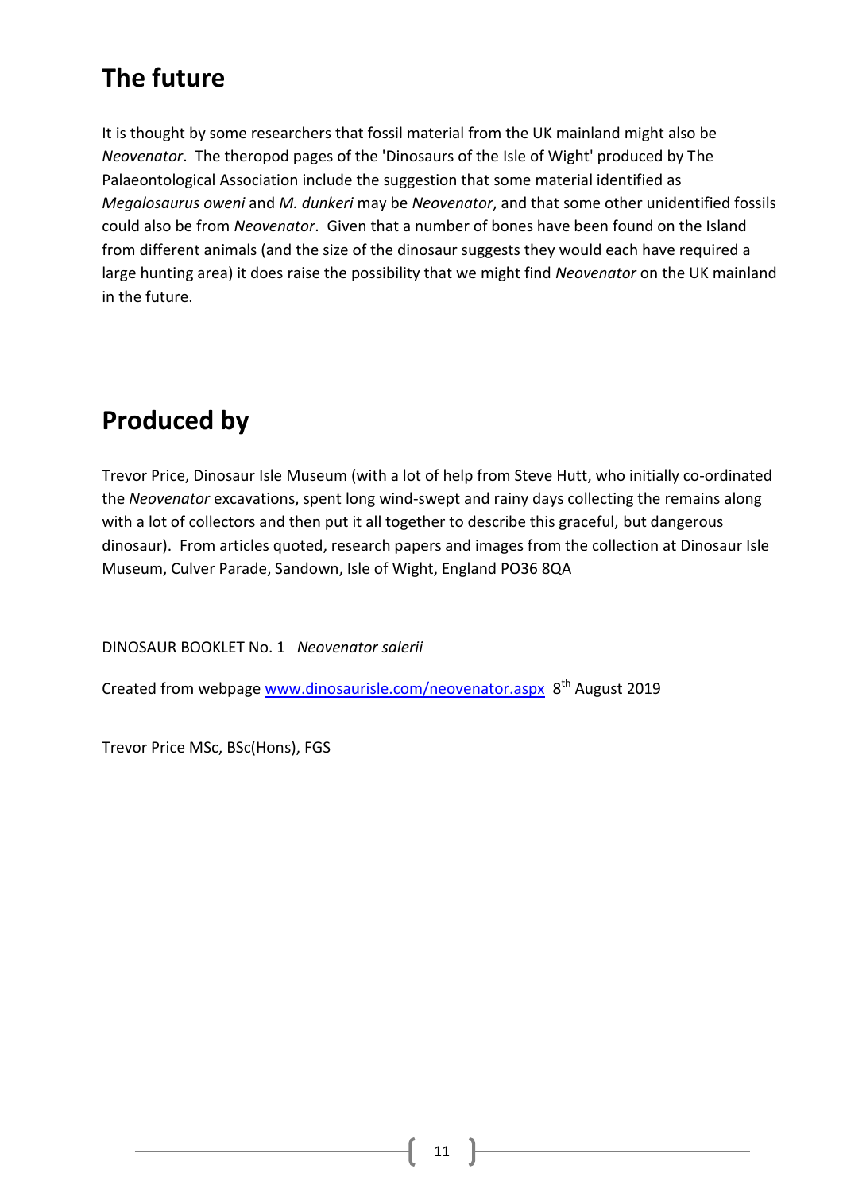## The future

It is thought by some researchers that fossil material from the UK mainland might also be *Neovenator*. The theropod pages of the 'Dinosaurs of the Isle of Wight' produced by The Palaeontological Association include the suggestion that some material identified as *Megalosaurus oweni* and *M. dunkeri* may be *Neovenator*, and that some other unidentified fossils could also be from *Neovenator*. Given that a number of bones have been found on the Island from different animals (and the size of the dinosaur suggests they would each have required a large hunting area) it does raise the possibility that we might find *Neovenator* on the UK mainland in the future.

## Produced by

Trevor Price, Dinosaur Isle Museum (with a lot of help from Steve Hutt, who initially co-ordinated the *Neovenator* excavations, spent long wind-swept and rainy days collecting the remains along with a lot of collectors and then put it all together to describe this graceful, but dangerous dinosaur). From articles quoted, research papers and images from the collection at Dinosaur Isle Museum, Culver Parade, Sandown, Isle of Wight, England PO36 8QA

DINOSAUR BOOKLET No. 1 *Neovenator salerii*

Created from webpage [www.dinosaurisle.com/neovenator.aspx](www.dinosaurisle.com/neovenator.aspx) 8th August 2019

Trevor Price MSc, BSc(Hons), FGS